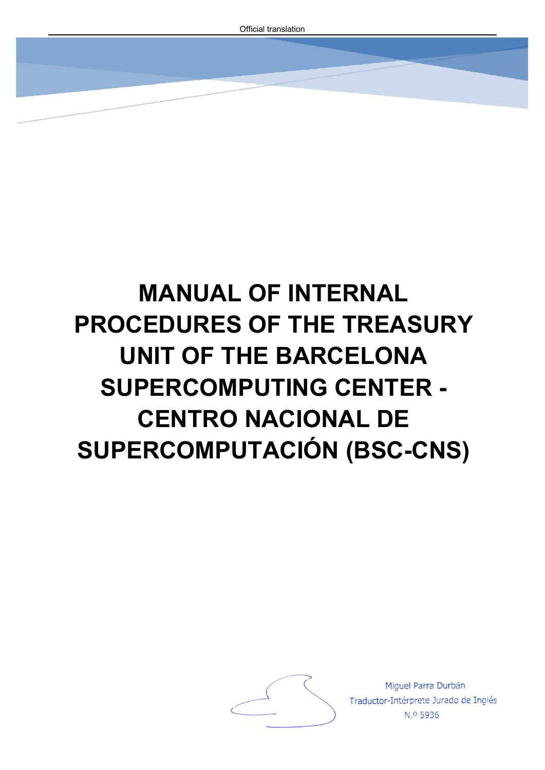Official translation

# MANUAL OF INTERNAL PROCEDURES OF THE TREASURY UNIT OF THE BARCELONA SUPERCOMPUTING CENTER - CENTRO NACIONAL DE SUPERCOMPUTACIÓN (BSC-CNS)

Miguel Parra Durbán
Traductor-Intérprete Jurado de Inglés
N.º 5936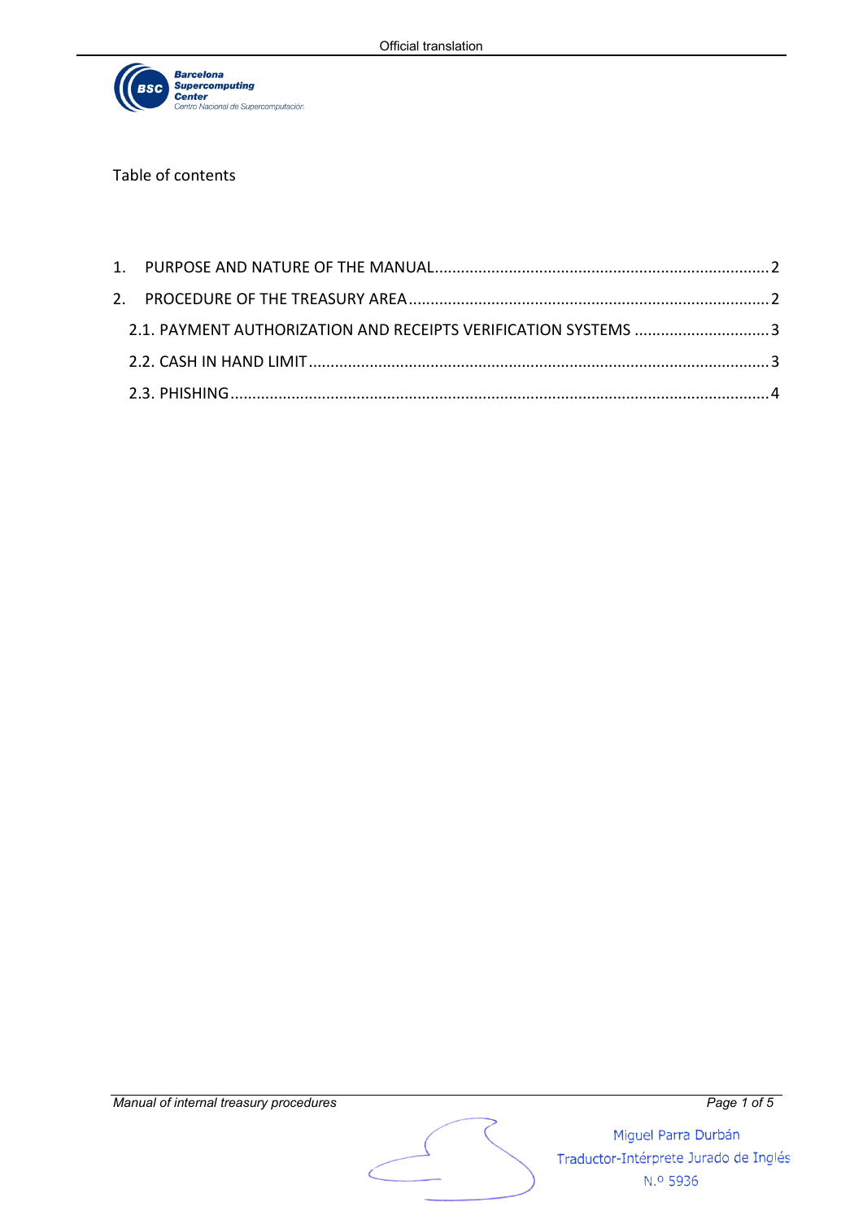Table of contents

1. PURPOSE AND NATURE OF THE MANUAL ..... 2
2. PROCEDURE OF THE TREASURY AREA ..... 2
   - 2.1. PAYMENT AUTHORIZATION AND RECEIPTS VERIFICATION SYSTEMS ..... 3
   - 2.2. CASH IN HAND LIMIT ..... 3
   - 2.3. PHISHING ..... 4

Miguel Parra Durbán
Traductor-Intérprete Jurado de Inglés
N.º 5936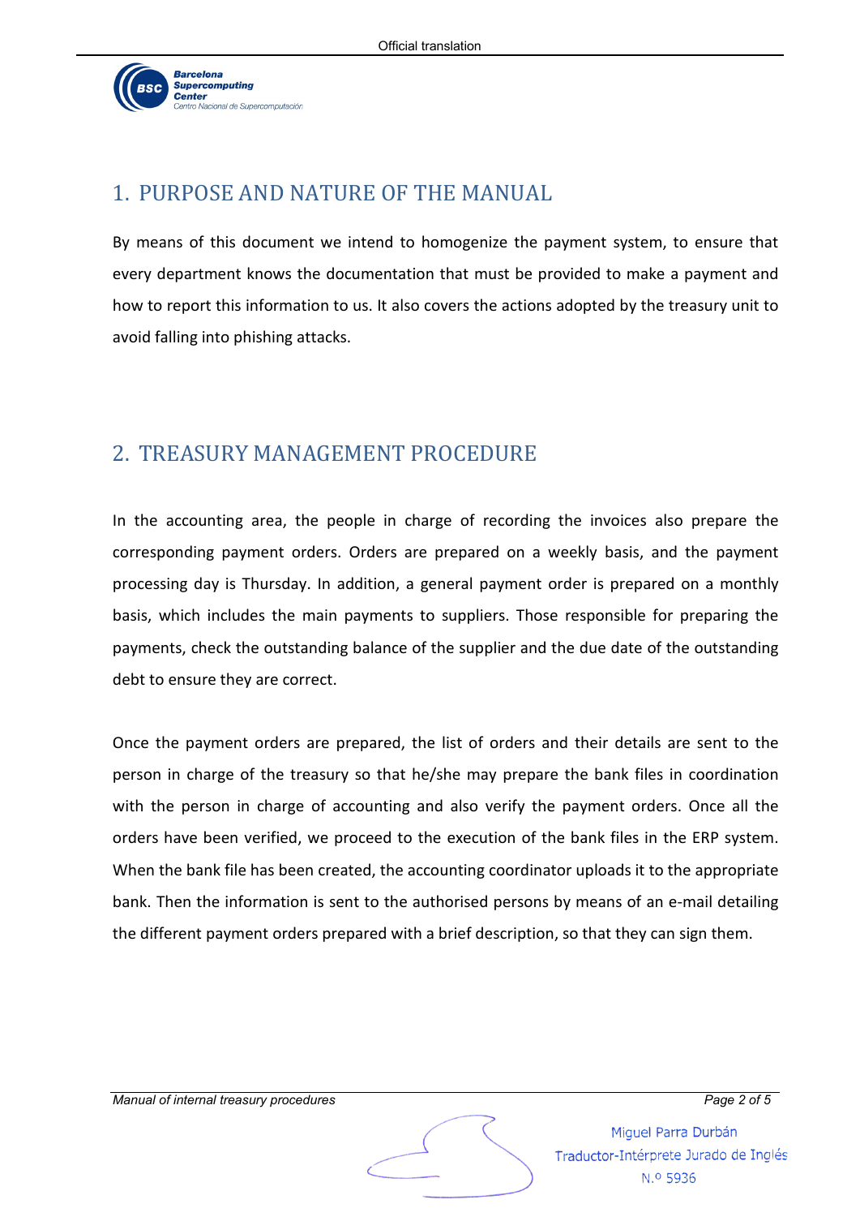## 1. PURPOSE AND NATURE OF THE MANUAL

By means of this document we intend to homogenize the payment system, to ensure that every department knows the documentation that must be provided to make a payment and how to report this information to us. It also covers the actions adopted by the treasury unit to avoid falling into phishing attacks.

## 2. TREASURY MANAGEMENT PROCEDURE

In the accounting area, the people in charge of recording the invoices also prepare the corresponding payment orders. Orders are prepared on a weekly basis, and the payment processing day is Thursday. In addition, a general payment order is prepared on a monthly basis, which includes the main payments to suppliers. Those responsible for preparing the payments, check the outstanding balance of the supplier and the due date of the outstanding debt to ensure they are correct.

Once the payment orders are prepared, the list of orders and their details are sent to the person in charge of the treasury so that he/she may prepare the bank files in coordination with the person in charge of accounting and also verify the payment orders. Once all the orders have been verified, we proceed to the execution of the bank files in the ERP system. When the bank file has been created, the accounting coordinator uploads it to the appropriate bank. Then the information is sent to the authorised persons by means of an e-mail detailing the different payment orders prepared with a brief description, so that they can sign them.

Miguel Parra Durbán
Traductor-Intérprete Jurado de Inglés
N.º 5936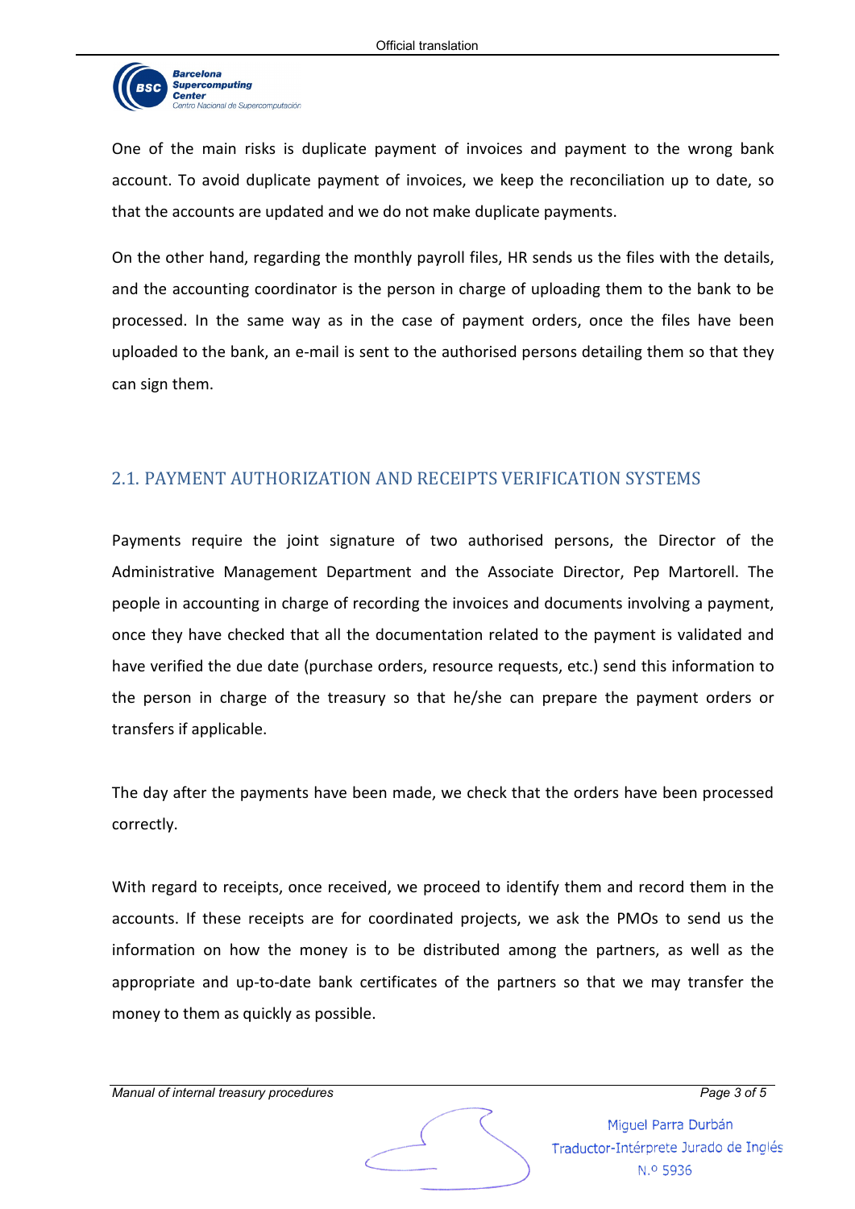One of the main risks is duplicate payment of invoices and payment to the wrong bank account. To avoid duplicate payment of invoices, we keep the reconciliation up to date, so that the accounts are updated and we do not make duplicate payments.

On the other hand, regarding the monthly payroll files, HR sends us the files with the details, and the accounting coordinator is the person in charge of uploading them to the bank to be processed. In the same way as in the case of payment orders, once the files have been uploaded to the bank, an e-mail is sent to the authorised persons detailing them so that they can sign them.

## 2.1. PAYMENT AUTHORIZATION AND RECEIPTS VERIFICATION SYSTEMS

Payments require the joint signature of two authorised persons, the Director of the Administrative Management Department and the Associate Director, Pep Martorell. The people in accounting in charge of recording the invoices and documents involving a payment, once they have checked that all the documentation related to the payment is validated and have verified the due date (purchase orders, resource requests, etc.) send this information to the person in charge of the treasury so that he/she can prepare the payment orders or transfers if applicable.

The day after the payments have been made, we check that the orders have been processed correctly.

With regard to receipts, once received, we proceed to identify them and record them in the accounts. If these receipts are for coordinated projects, we ask the PMOs to send us the information on how the money is to be distributed among the partners, as well as the appropriate and up-to-date bank certificates of the partners so that we may transfer the money to them as quickly as possible.

Miguel Parra Durbán
Traductor-Intérprete Jurado de Inglés
N.º 5936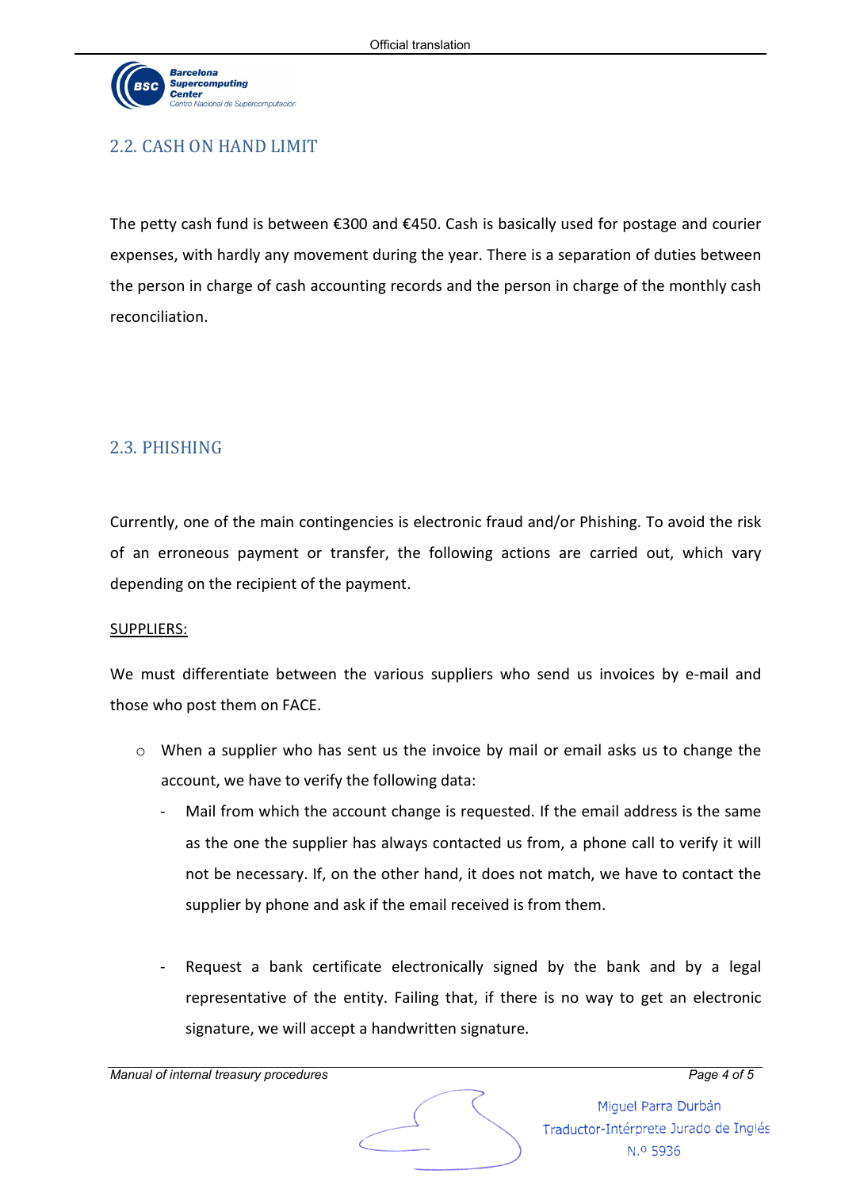## 2.2. CASH ON HAND LIMIT

The petty cash fund is between €300 and €450. Cash is basically used for postage and courier expenses, with hardly any movement during the year. There is a separation of duties between the person in charge of cash accounting records and the person in charge of the monthly cash reconciliation.

## 2.3. PHISHING

Currently, one of the main contingencies is electronic fraud and/or Phishing. To avoid the risk of an erroneous payment or transfer, the following actions are carried out, which vary depending on the recipient of the payment.

<u>SUPPLIERS:</u>

We must differentiate between the various suppliers who send us invoices by e-mail and those who post them on FACE.

- When a supplier who has sent us the invoice by mail or email asks us to change the account, we have to verify the following data:
  - Mail from which the account change is requested. If the email address is the same as the one the supplier has always contacted us from, a phone call to verify it will not be necessary. If, on the other hand, it does not match, we have to contact the supplier by phone and ask if the email received is from them.
  - Request a bank certificate electronically signed by the bank and by a legal representative of the entity. Failing that, if there is no way to get an electronic signature, we will accept a handwritten signature.

Miguel Parra Durbán
Traductor-Intérprete Jurado de Inglés
N.º 5936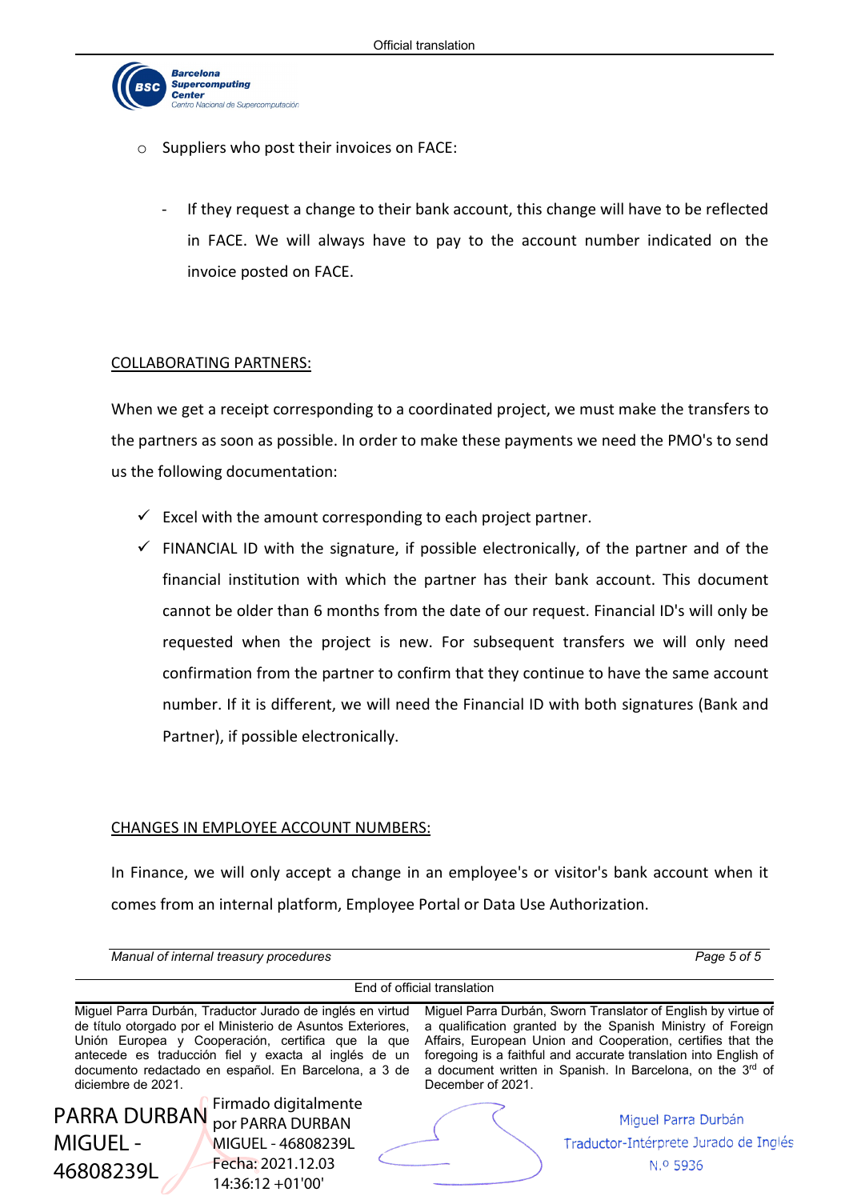- Suppliers who post their invoices on FACE:

  - If they request a change to their bank account, this change will have to be reflected in FACE. We will always have to pay to the account number indicated on the invoice posted on FACE.

COLLABORATING PARTNERS:

When we get a receipt corresponding to a coordinated project, we must make the transfers to the partners as soon as possible. In order to make these payments we need the PMO's to send us the following documentation:

- ✓ Excel with the amount corresponding to each project partner.
- ✓ FINANCIAL ID with the signature, if possible electronically, of the partner and of the financial institution with which the partner has their bank account. This document cannot be older than 6 months from the date of our request. Financial ID's will only be requested when the project is new. For subsequent transfers we will only need confirmation from the partner to confirm that they continue to have the same account number. If it is different, we will need the Financial ID with both signatures (Bank and Partner), if possible electronically.

CHANGES IN EMPLOYEE ACCOUNT NUMBERS:

In Finance, we will only accept a change in an employee's or visitor's bank account when it comes from an internal platform, Employee Portal or Data Use Authorization.

*Manual of internal treasury procedures*

End of official translation

Miguel Parra Durbán, Traductor Jurado de inglés en virtud de título otorgado por el Ministerio de Asuntos Exteriores, Unión Europea y Cooperación, certifica que la que antecede es traducción fiel y exacta al inglés de un documento redactado en español. En Barcelona, a 3 de diciembre de 2021.

Miguel Parra Durbán, Sworn Translator of English by virtue of a qualification granted by the Spanish Ministry of Foreign Affairs, European Union and Cooperation, certifies that the foregoing is a faithful and accurate translation into English of a document written in Spanish. In Barcelona, on the 3rd of December of 2021.

PARRA DURBAN MIGUEL - 46808239L

Firmado digitalmente por PARRA DURBAN MIGUEL - 46808239L
Fecha: 2021.12.03 14:36:12 +01'00'

Miguel Parra Durbán
Traductor-Intérprete Jurado de Inglés
N.º 5936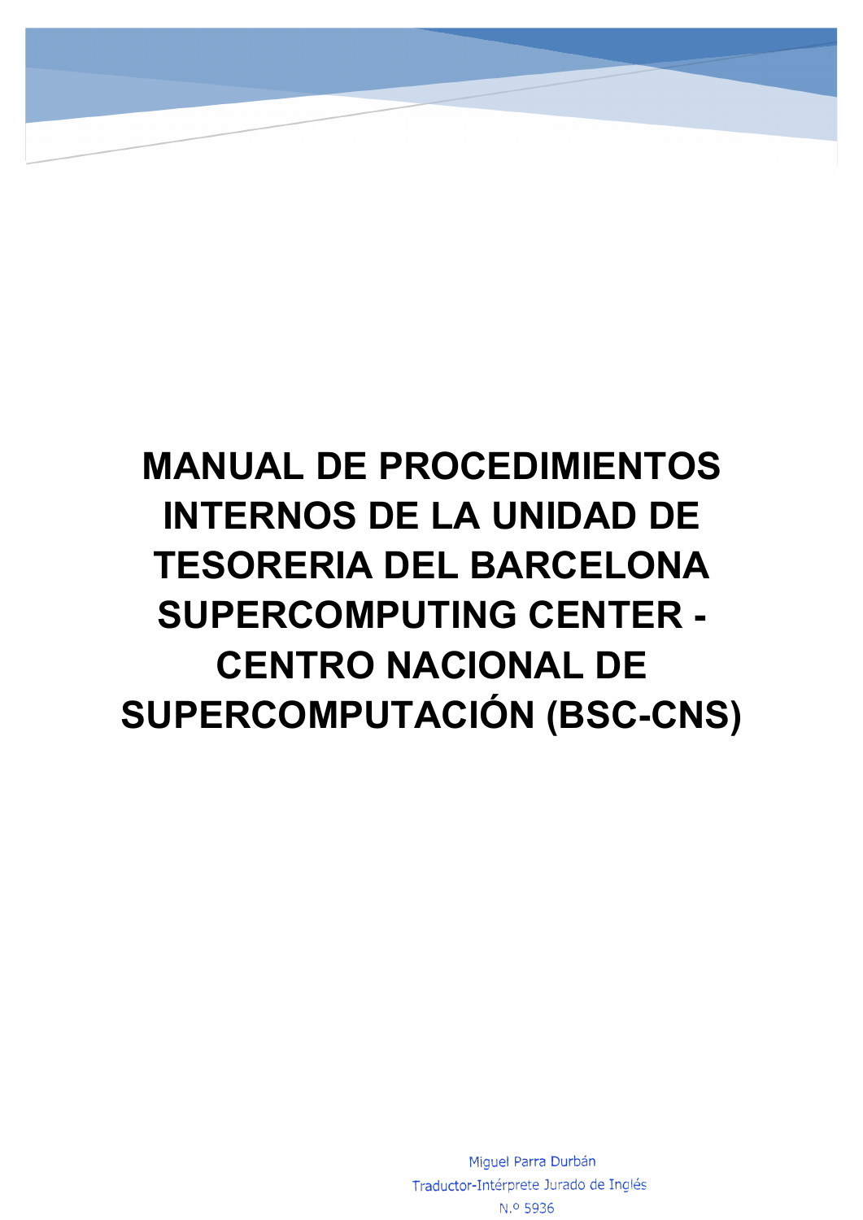# MANUAL DE PROCEDIMIENTOS INTERNOS DE LA UNIDAD DE TESORERIA DEL BARCELONA SUPERCOMPUTING CENTER - CENTRO NACIONAL DE SUPERCOMPUTACIÓN (BSC-CNS)

Miguel Parra Durbán
Traductor-Intérprete Jurado de Inglés
N.º 5936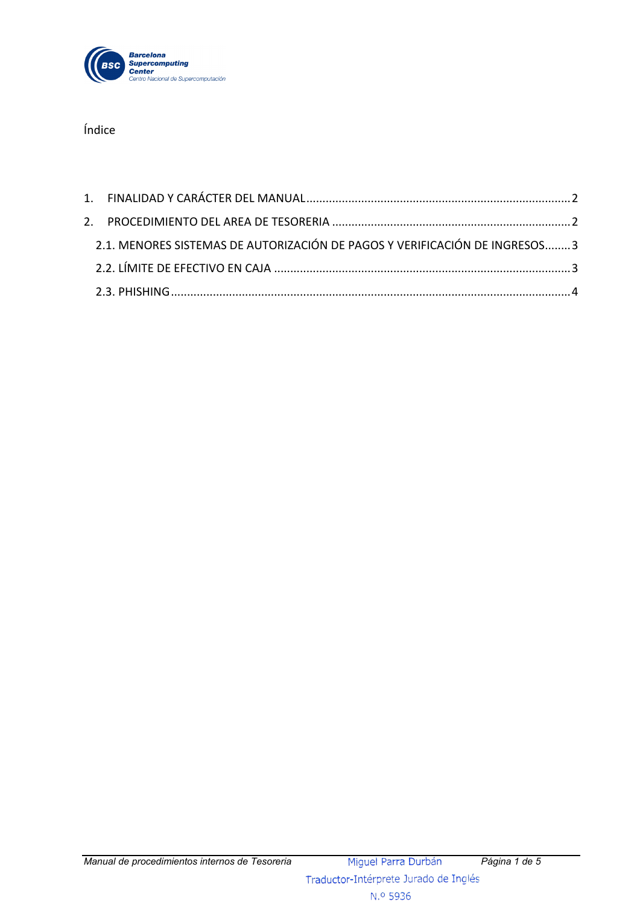Índice

1. FINALIDAD Y CARÁCTER DEL MANUAL ........................................................................... 2

2. PROCEDIMIENTO DEL AREA DE TESORERIA ................................................................ 2

   2.1. MENORES SISTEMAS DE AUTORIZACIÓN DE PAGOS Y VERIFICACIÓN DE INGRESOS ........ 3

   2.2. LÍMITE DE EFECTIVO EN CAJA ........................................................................... 3

   2.3. PHISHING ............................................................................................................. 4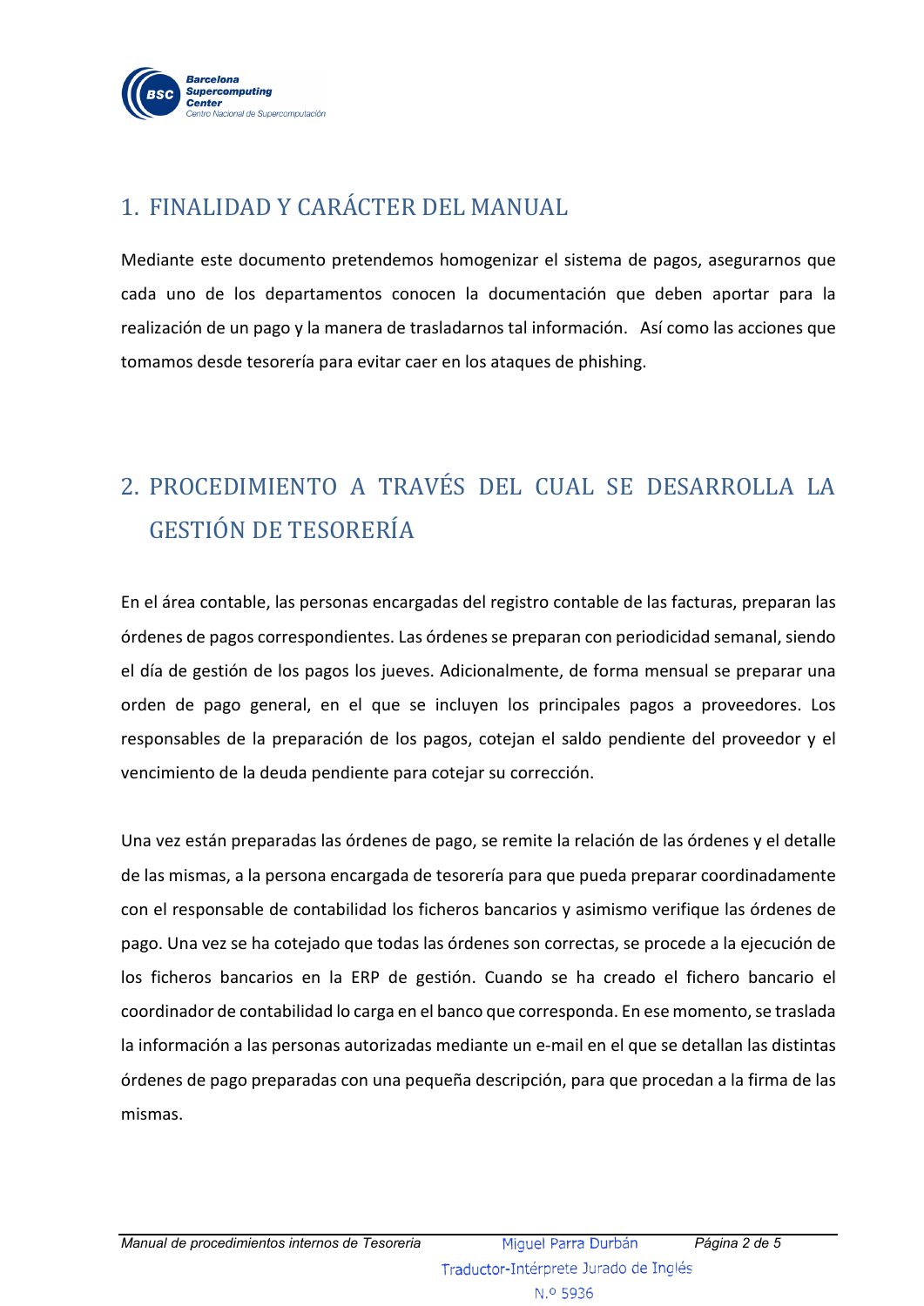## 1. FINALIDAD Y CARÁCTER DEL MANUAL

Mediante este documento pretendemos homogenizar el sistema de pagos, asegurarnos que cada uno de los departamentos conocen la documentación que deben aportar para la realización de un pago y la manera de trasladarnos tal información. Así como las acciones que tomamos desde tesorería para evitar caer en los ataques de phishing.

## 2. PROCEDIMIENTO A TRAVÉS DEL CUAL SE DESARROLLA LA GESTIÓN DE TESORERÍA

En el área contable, las personas encargadas del registro contable de las facturas, preparan las órdenes de pagos correspondientes. Las órdenes se preparan con periodicidad semanal, siendo el día de gestión de los pagos los jueves. Adicionalmente, de forma mensual se preparar una orden de pago general, en el que se incluyen los principales pagos a proveedores. Los responsables de la preparación de los pagos, cotejan el saldo pendiente del proveedor y el vencimiento de la deuda pendiente para cotejar su corrección.

Una vez están preparadas las órdenes de pago, se remite la relación de las órdenes y el detalle de las mismas, a la persona encargada de tesorería para que pueda preparar coordinadamente con el responsable de contabilidad los ficheros bancarios y asimismo verifique las órdenes de pago. Una vez se ha cotejado que todas las órdenes son correctas, se procede a la ejecución de los ficheros bancarios en la ERP de gestión. Cuando se ha creado el fichero bancario el coordinador de contabilidad lo carga en el banco que corresponda. En ese momento, se traslada la información a las personas autorizadas mediante un e-mail en el que se detallan las distintas órdenes de pago preparadas con una pequeña descripción, para que procedan a la firma de las mismas.

Miguel Parra Durbán
Traductor-Intérprete Jurado de Inglés
N.º 5936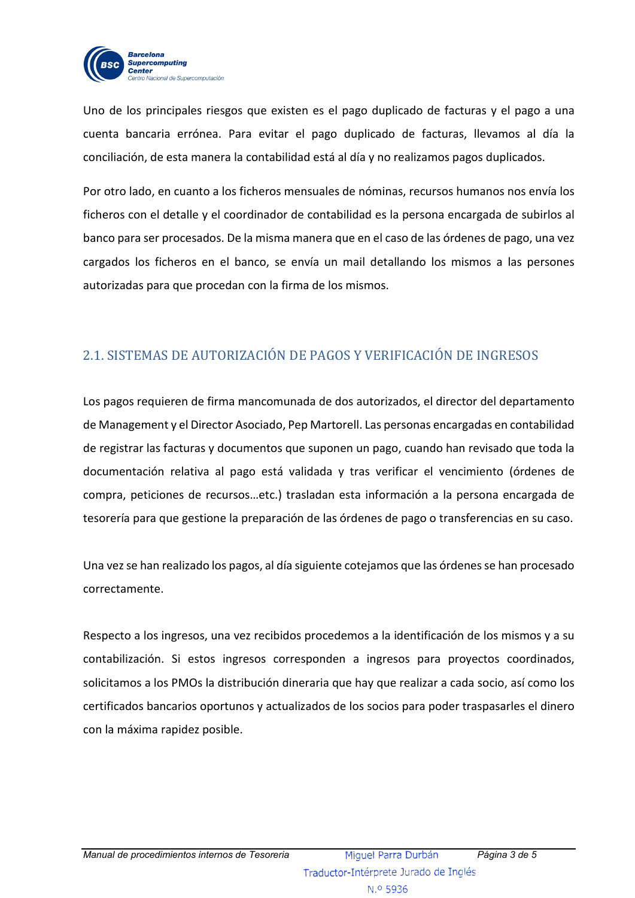Uno de los principales riesgos que existen es el pago duplicado de facturas y el pago a una cuenta bancaria errónea. Para evitar el pago duplicado de facturas, llevamos al día la conciliación, de esta manera la contabilidad está al día y no realizamos pagos duplicados.

Por otro lado, en cuanto a los ficheros mensuales de nóminas, recursos humanos nos envía los ficheros con el detalle y el coordinador de contabilidad es la persona encargada de subirlos al banco para ser procesados. De la misma manera que en el caso de las órdenes de pago, una vez cargados los ficheros en el banco, se envía un mail detallando los mismos a las persones autorizadas para que procedan con la firma de los mismos.

## 2.1. SISTEMAS DE AUTORIZACIÓN DE PAGOS Y VERIFICACIÓN DE INGRESOS

Los pagos requieren de firma mancomunada de dos autorizados, el director del departamento de Management y el Director Asociado, Pep Martorell. Las personas encargadas en contabilidad de registrar las facturas y documentos que suponen un pago, cuando han revisado que toda la documentación relativa al pago está validada y tras verificar el vencimiento (órdenes de compra, peticiones de recursos…etc.) trasladan esta información a la persona encargada de tesorería para que gestione la preparación de las órdenes de pago o transferencias en su caso.

Una vez se han realizado los pagos, al día siguiente cotejamos que las órdenes se han procesado correctamente.

Respecto a los ingresos, una vez recibidos procedemos a la identificación de los mismos y a su contabilización. Si estos ingresos corresponden a ingresos para proyectos coordinados, solicitamos a los PMOs la distribución dineraria que hay que realizar a cada socio, así como los certificados bancarios oportunos y actualizados de los socios para poder traspasarles el dinero con la máxima rapidez posible.

Miguel Parra Durbán
Traductor-Intérprete Jurado de Inglés
N.º 5936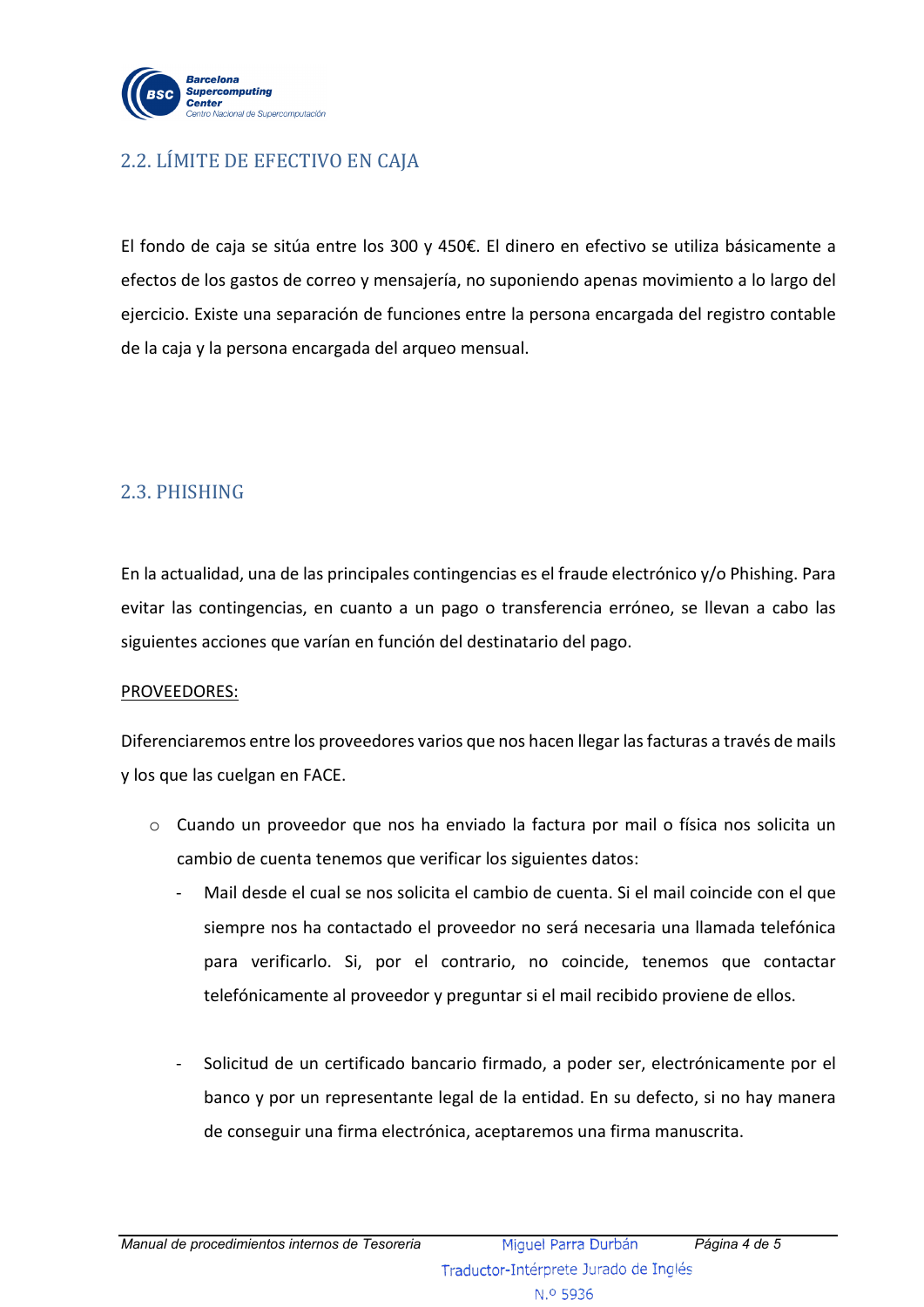## 2.2. LÍMITE DE EFECTIVO EN CAJA

El fondo de caja se sitúa entre los 300 y 450€. El dinero en efectivo se utiliza básicamente a efectos de los gastos de correo y mensajería, no suponiendo apenas movimiento a lo largo del ejercicio. Existe una separación de funciones entre la persona encargada del registro contable de la caja y la persona encargada del arqueo mensual.

## 2.3. PHISHING

En la actualidad, una de las principales contingencias es el fraude electrónico y/o Phishing. Para evitar las contingencias, en cuanto a un pago o transferencia erróneo, se llevan a cabo las siguientes acciones que varían en función del destinatario del pago.

PROVEEDORES:

Diferenciaremos entre los proveedores varios que nos hacen llegar las facturas a través de mails y los que las cuelgan en FACE.

- Cuando un proveedor que nos ha enviado la factura por mail o física nos solicita un cambio de cuenta tenemos que verificar los siguientes datos:
  - Mail desde el cual se nos solicita el cambio de cuenta. Si el mail coincide con el que siempre nos ha contactado el proveedor no será necesaria una llamada telefónica para verificarlo. Si, por el contrario, no coincide, tenemos que contactar telefónicamente al proveedor y preguntar si el mail recibido proviene de ellos.
  - Solicitud de un certificado bancario firmado, a poder ser, electrónicamente por el banco y por un representante legal de la entidad. En su defecto, si no hay manera de conseguir una firma electrónica, aceptaremos una firma manuscrita.

Miguel Parra Durbán
Traductor-Intérprete Jurado de Inglés
N.º 5936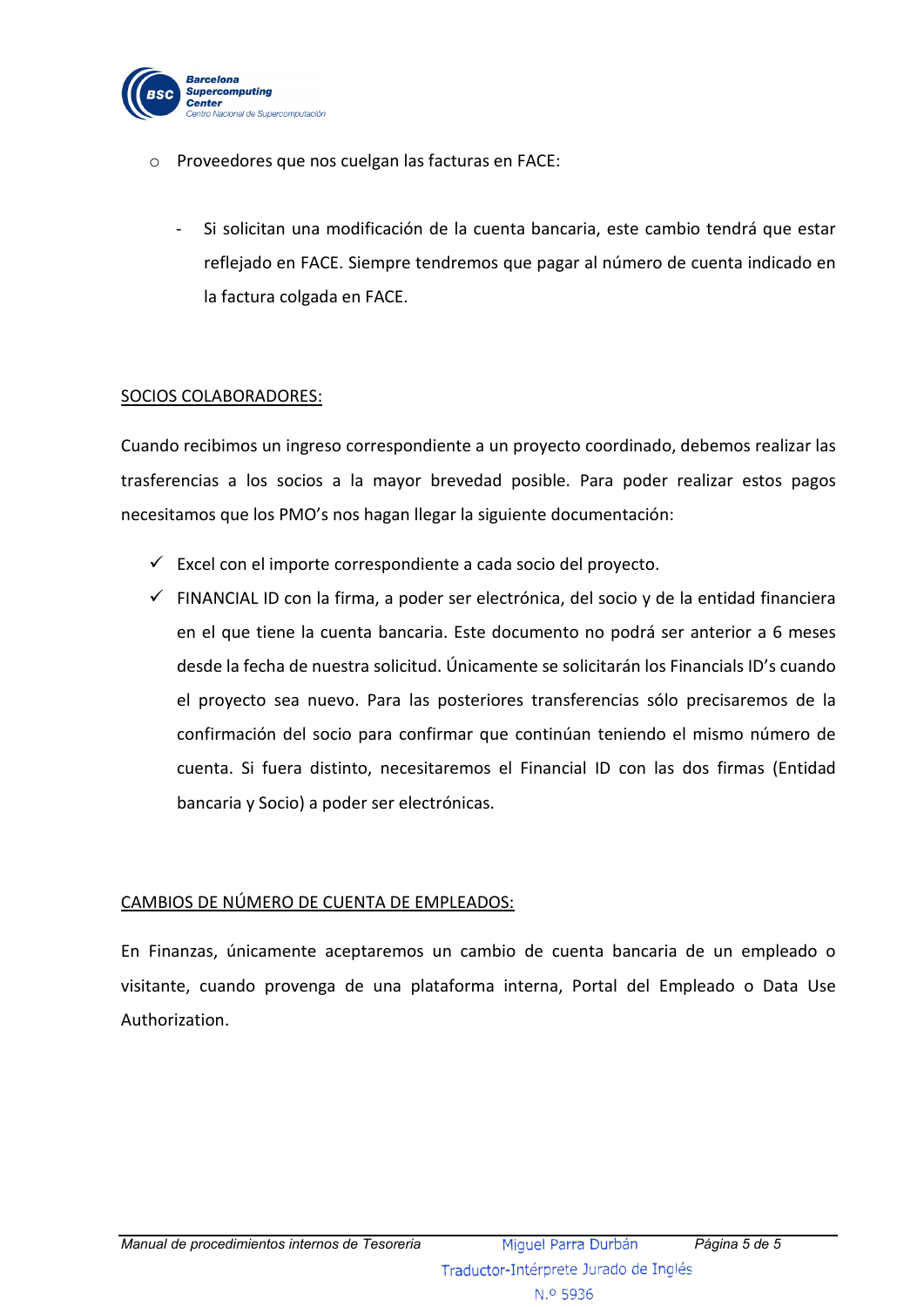- Proveedores que nos cuelgan las facturas en FACE:

  - Si solicitan una modificación de la cuenta bancaria, este cambio tendrá que estar reflejado en FACE. Siempre tendremos que pagar al número de cuenta indicado en la factura colgada en FACE.

<u>SOCIOS COLABORADORES:</u>

Cuando recibimos un ingreso correspondiente a un proyecto coordinado, debemos realizar las trasferencias a los socios a la mayor brevedad posible. Para poder realizar estos pagos necesitamos que los PMO's nos hagan llegar la siguiente documentación:

- ✓ Excel con el importe correspondiente a cada socio del proyecto.
- ✓ FINANCIAL ID con la firma, a poder ser electrónica, del socio y de la entidad financiera en el que tiene la cuenta bancaria. Este documento no podrá ser anterior a 6 meses desde la fecha de nuestra solicitud. Únicamente se solicitarán los Financials ID's cuando el proyecto sea nuevo. Para las posteriores transferencias sólo precisaremos de la confirmación del socio para confirmar que continúan teniendo el mismo número de cuenta. Si fuera distinto, necesitaremos el Financial ID con las dos firmas (Entidad bancaria y Socio) a poder ser electrónicas.

<u>CAMBIOS DE NÚMERO DE CUENTA DE EMPLEADOS:</u>

En Finanzas, únicamente aceptaremos un cambio de cuenta bancaria de un empleado o visitante, cuando provenga de una plataforma interna, Portal del Empleado o Data Use Authorization.

Miguel Parra Durbán
Traductor-Intérprete Jurado de Inglés
N.º 5936